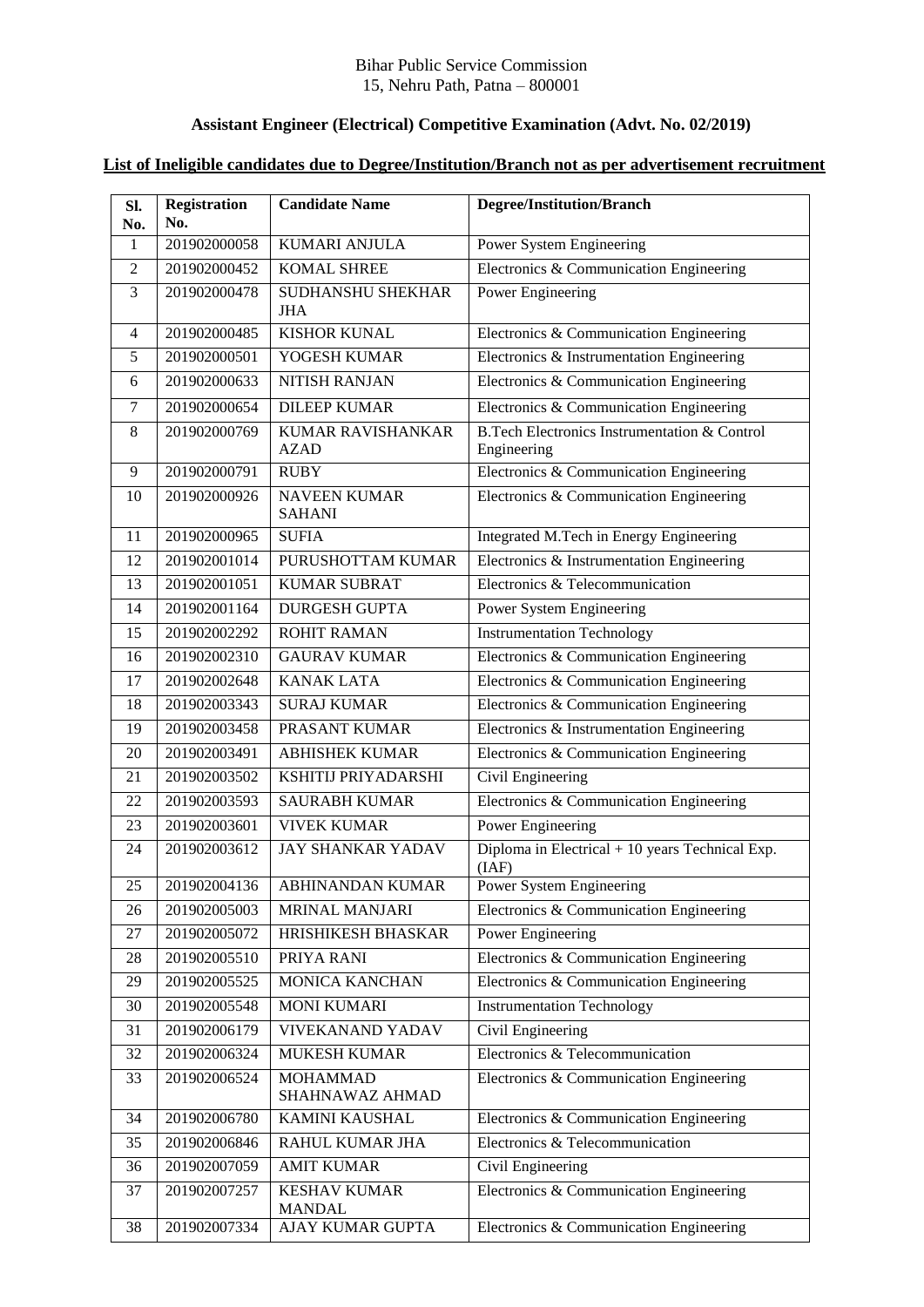Bihar Public Service Commission
15, Nehru Path, Patna – 800001

## Assistant Engineer (Electrical) Competitive Examination (Advt. No. 02/2019)

### List of Ineligible candidates due to Degree/Institution/Branch not as per advertisement recruitment

| Sl. No. | Registration No. | Candidate Name | Degree/Institution/Branch |
|---|---|---|---|
| 1 | 201902000058 | KUMARI ANJULA | Power System Engineering |
| 2 | 201902000452 | KOMAL SHREE | Electronics & Communication Engineering |
| 3 | 201902000478 | SUDHANSHU SHEKHAR JHA | Power Engineering |
| 4 | 201902000485 | KISHOR KUNAL | Electronics & Communication Engineering |
| 5 | 201902000501 | YOGESH KUMAR | Electronics & Instrumentation Engineering |
| 6 | 201902000633 | NITISH RANJAN | Electronics & Communication Engineering |
| 7 | 201902000654 | DILEEP KUMAR | Electronics & Communication Engineering |
| 8 | 201902000769 | KUMAR RAVISHANKAR AZAD | B.Tech Electronics Instrumentation & Control Engineering |
| 9 | 201902000791 | RUBY | Electronics & Communication Engineering |
| 10 | 201902000926 | NAVEEN KUMAR SAHANI | Electronics & Communication Engineering |
| 11 | 201902000965 | SUFIA | Integrated M.Tech in Energy Engineering |
| 12 | 201902001014 | PURUSHOTTAM KUMAR | Electronics & Instrumentation Engineering |
| 13 | 201902001051 | KUMAR SUBRAT | Electronics & Telecommunication |
| 14 | 201902001164 | DURGESH GUPTA | Power System Engineering |
| 15 | 201902002292 | ROHIT RAMAN | Instrumentation Technology |
| 16 | 201902002310 | GAURAV KUMAR | Electronics & Communication Engineering |
| 17 | 201902002648 | KANAK LATA | Electronics & Communication Engineering |
| 18 | 201902003343 | SURAJ KUMAR | Electronics & Communication Engineering |
| 19 | 201902003458 | PRASANT KUMAR | Electronics & Instrumentation Engineering |
| 20 | 201902003491 | ABHISHEK KUMAR | Electronics & Communication Engineering |
| 21 | 201902003502 | KSHITIJ PRIYADARSHI | Civil Engineering |
| 22 | 201902003593 | SAURABH KUMAR | Electronics & Communication Engineering |
| 23 | 201902003601 | VIVEK KUMAR | Power Engineering |
| 24 | 201902003612 | JAY SHANKAR YADAV | Diploma in Electrical + 10 years Technical Exp. (IAF) |
| 25 | 201902004136 | ABHINANDAN KUMAR | Power System Engineering |
| 26 | 201902005003 | MRINAL MANJARI | Electronics & Communication Engineering |
| 27 | 201902005072 | HRISHIKESH BHASKAR | Power Engineering |
| 28 | 201902005510 | PRIYA RANI | Electronics & Communication Engineering |
| 29 | 201902005525 | MONICA KANCHAN | Electronics & Communication Engineering |
| 30 | 201902005548 | MONI KUMARI | Instrumentation Technology |
| 31 | 201902006179 | VIVEKANAND YADAV | Civil Engineering |
| 32 | 201902006324 | MUKESH KUMAR | Electronics & Telecommunication |
| 33 | 201902006524 | MOHAMMAD SHAHNAWAZ AHMAD | Electronics & Communication Engineering |
| 34 | 201902006780 | KAMINI KAUSHAL | Electronics & Communication Engineering |
| 35 | 201902006846 | RAHUL KUMAR JHA | Electronics & Telecommunication |
| 36 | 201902007059 | AMIT KUMAR | Civil Engineering |
| 37 | 201902007257 | KESHAV KUMAR MANDAL | Electronics & Communication Engineering |
| 38 | 201902007334 | AJAY KUMAR GUPTA | Electronics & Communication Engineering |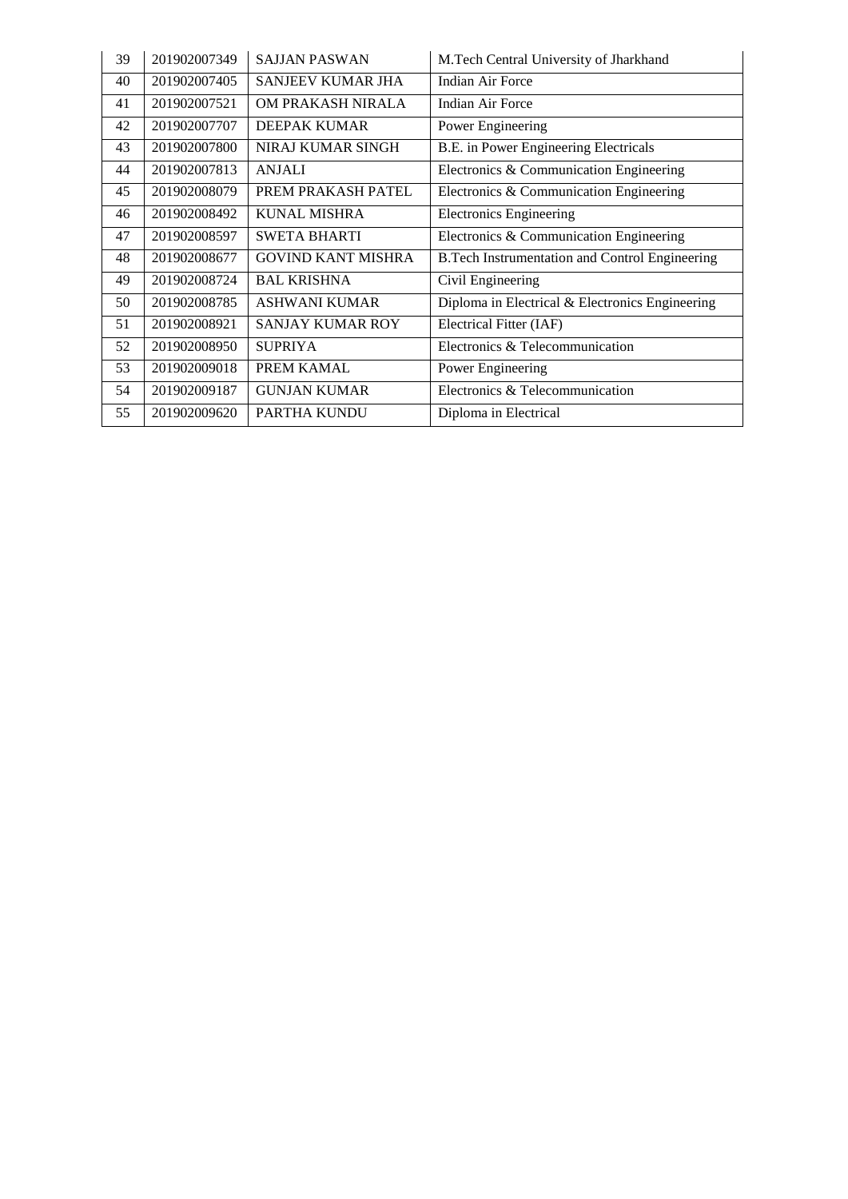| | | | |
|---|---|---|---|
| 39 | 201902007349 | SAJJAN PASWAN | M.Tech Central University of Jharkhand |
| 40 | 201902007405 | SANJEEV KUMAR JHA | Indian Air Force |
| 41 | 201902007521 | OM PRAKASH NIRALA | Indian Air Force |
| 42 | 201902007707 | DEEPAK KUMAR | Power Engineering |
| 43 | 201902007800 | NIRAJ KUMAR SINGH | B.E. in Power Engineering Electricals |
| 44 | 201902007813 | ANJALI | Electronics & Communication Engineering |
| 45 | 201902008079 | PREM PRAKASH PATEL | Electronics & Communication Engineering |
| 46 | 201902008492 | KUNAL MISHRA | Electronics Engineering |
| 47 | 201902008597 | SWETA BHARTI | Electronics & Communication Engineering |
| 48 | 201902008677 | GOVIND KANT MISHRA | B.Tech Instrumentation and Control Engineering |
| 49 | 201902008724 | BAL KRISHNA | Civil Engineering |
| 50 | 201902008785 | ASHWANI KUMAR | Diploma in Electrical & Electronics Engineering |
| 51 | 201902008921 | SANJAY KUMAR ROY | Electrical Fitter (IAF) |
| 52 | 201902008950 | SUPRIYA | Electronics & Telecommunication |
| 53 | 201902009018 | PREM KAMAL | Power Engineering |
| 54 | 201902009187 | GUNJAN KUMAR | Electronics & Telecommunication |
| 55 | 201902009620 | PARTHA KUNDU | Diploma in Electrical |